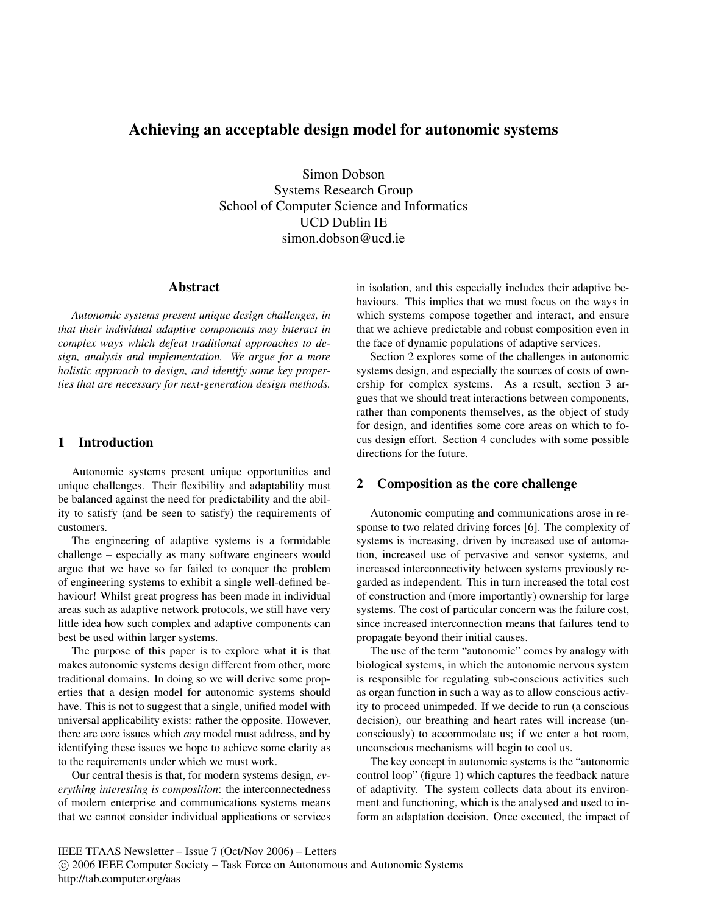# Achieving an acceptable design model for autonomic systems

Simon Dobson
Systems Research Group
School of Computer Science and Informatics
UCD Dublin IE
simon.dobson@ucd.ie

## Abstract

*Autonomic systems present unique design challenges, in that their individual adaptive components may interact in complex ways which defeat traditional approaches to design, analysis and implementation. We argue for a more holistic approach to design, and identify some key properties that are necessary for next-generation design methods.*

## 1 Introduction

Autonomic systems present unique opportunities and unique challenges. Their flexibility and adaptability must be balanced against the need for predictability and the ability to satisfy (and be seen to satisfy) the requirements of customers.

The engineering of adaptive systems is a formidable challenge – especially as many software engineers would argue that we have so far failed to conquer the problem of engineering systems to exhibit a single well-defined behaviour! Whilst great progress has been made in individual areas such as adaptive network protocols, we still have very little idea how such complex and adaptive components can best be used within larger systems.

The purpose of this paper is to explore what it is that makes autonomic systems design different from other, more traditional domains. In doing so we will derive some properties that a design model for autonomic systems should have. This is not to suggest that a single, unified model with universal applicability exists: rather the opposite. However, there are core issues which *any* model must address, and by identifying these issues we hope to achieve some clarity as to the requirements under which we must work.

Our central thesis is that, for modern systems design, *everything interesting is composition*: the interconnectedness of modern enterprise and communications systems means that we cannot consider individual applications or services in isolation, and this especially includes their adaptive behaviours. This implies that we must focus on the ways in which systems compose together and interact, and ensure that we achieve predictable and robust composition even in the face of dynamic populations of adaptive services.

Section 2 explores some of the challenges in autonomic systems design, and especially the sources of costs of ownership for complex systems. As a result, section 3 argues that we should treat interactions between components, rather than components themselves, as the object of study for design, and identifies some core areas on which to focus design effort. Section 4 concludes with some possible directions for the future.

## 2 Composition as the core challenge

Autonomic computing and communications arose in response to two related driving forces [6]. The complexity of systems is increasing, driven by increased use of automation, increased use of pervasive and sensor systems, and increased interconnectivity between systems previously regarded as independent. This in turn increased the total cost of construction and (more importantly) ownership for large systems. The cost of particular concern was the failure cost, since increased interconnection means that failures tend to propagate beyond their initial causes.

The use of the term "autonomic" comes by analogy with biological systems, in which the autonomic nervous system is responsible for regulating sub-conscious activities such as organ function in such a way as to allow conscious activity to proceed unimpeded. If we decide to run (a conscious decision), our breathing and heart rates will increase (unconsciously) to accommodate us; if we enter a hot room, unconscious mechanisms will begin to cool us.

The key concept in autonomic systems is the "autonomic control loop" (figure 1) which captures the feedback nature of adaptivity. The system collects data about its environment and functioning, which is the analysed and used to inform an adaptation decision. Once executed, the impact of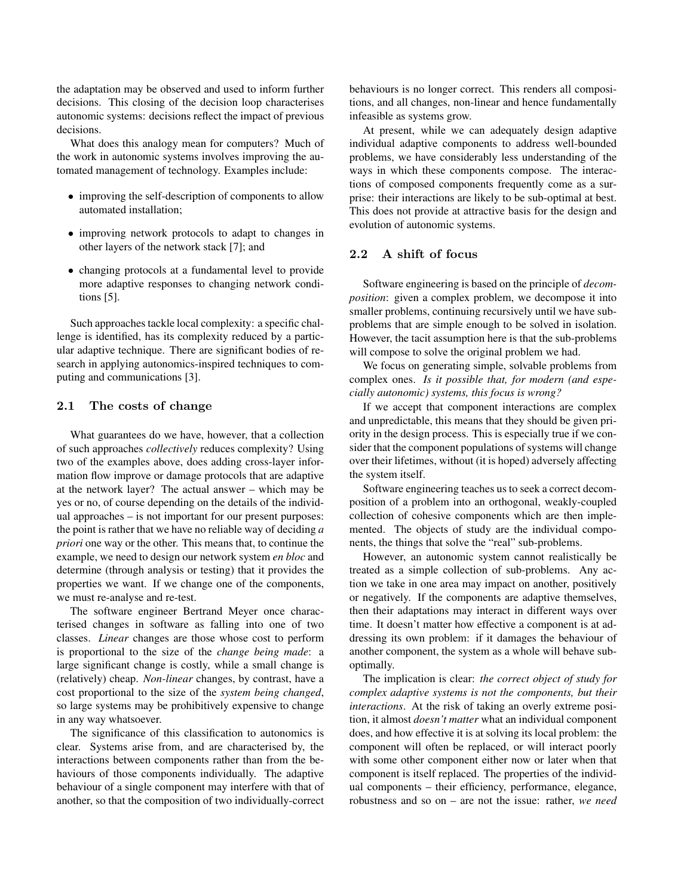the adaptation may be observed and used to inform further decisions. This closing of the decision loop characterises autonomic systems: decisions reflect the impact of previous decisions.

What does this analogy mean for computers? Much of the work in autonomic systems involves improving the automated management of technology. Examples include:

- improving the self-description of components to allow automated installation;
- improving network protocols to adapt to changes in other layers of the network stack [7]; and
- changing protocols at a fundamental level to provide more adaptive responses to changing network conditions [5].

Such approaches tackle local complexity: a specific challenge is identified, has its complexity reduced by a particular adaptive technique. There are significant bodies of research in applying autonomics-inspired techniques to computing and communications [3].

## 2.1 The costs of change

What guarantees do we have, however, that a collection of such approaches *collectively* reduces complexity? Using two of the examples above, does adding cross-layer information flow improve or damage protocols that are adaptive at the network layer? The actual answer – which may be yes or no, of course depending on the details of the individual approaches – is not important for our present purposes: the point is rather that we have no reliable way of deciding *a priori* one way or the other. This means that, to continue the example, we need to design our network system *en bloc* and determine (through analysis or testing) that it provides the properties we want. If we change one of the components, we must re-analyse and re-test.

The software engineer Bertrand Meyer once characterised changes in software as falling into one of two classes. *Linear* changes are those whose cost to perform is proportional to the size of the *change being made*: a large significant change is costly, while a small change is (relatively) cheap. *Non-linear* changes, by contrast, have a cost proportional to the size of the *system being changed*, so large systems may be prohibitively expensive to change in any way whatsoever.

The significance of this classification to autonomics is clear. Systems arise from, and are characterised by, the interactions between components rather than from the behaviours of those components individually. The adaptive behaviour of a single component may interfere with that of another, so that the composition of two individually-correct behaviours is no longer correct. This renders all compositions, and all changes, non-linear and hence fundamentally infeasible as systems grow.

At present, while we can adequately design adaptive individual adaptive components to address well-bounded problems, we have considerably less understanding of the ways in which these components compose. The interactions of composed components frequently come as a surprise: their interactions are likely to be sub-optimal at best. This does not provide at attractive basis for the design and evolution of autonomic systems.

## 2.2 A shift of focus

Software engineering is based on the principle of *decomposition*: given a complex problem, we decompose it into smaller problems, continuing recursively until we have subproblems that are simple enough to be solved in isolation. However, the tacit assumption here is that the sub-problems will compose to solve the original problem we had.

We focus on generating simple, solvable problems from complex ones. *Is it possible that, for modern (and especially autonomic) systems, this focus is wrong?*

If we accept that component interactions are complex and unpredictable, this means that they should be given priority in the design process. This is especially true if we consider that the component populations of systems will change over their lifetimes, without (it is hoped) adversely affecting the system itself.

Software engineering teaches us to seek a correct decomposition of a problem into an orthogonal, weakly-coupled collection of cohesive components which are then implemented. The objects of study are the individual components, the things that solve the "real" sub-problems.

However, an autonomic system cannot realistically be treated as a simple collection of sub-problems. Any action we take in one area may impact on another, positively or negatively. If the components are adaptive themselves, then their adaptations may interact in different ways over time. It doesn't matter how effective a component is at addressing its own problem: if it damages the behaviour of another component, the system as a whole will behave suboptimally.

The implication is clear: *the correct object of study for complex adaptive systems is not the components, but their interactions*. At the risk of taking an overly extreme position, it almost *doesn't matter* what an individual component does, and how effective it is at solving its local problem: the component will often be replaced, or will interact poorly with some other component either now or later when that component is itself replaced. The properties of the individual components – their efficiency, performance, elegance, robustness and so on – are not the issue: rather, *we need*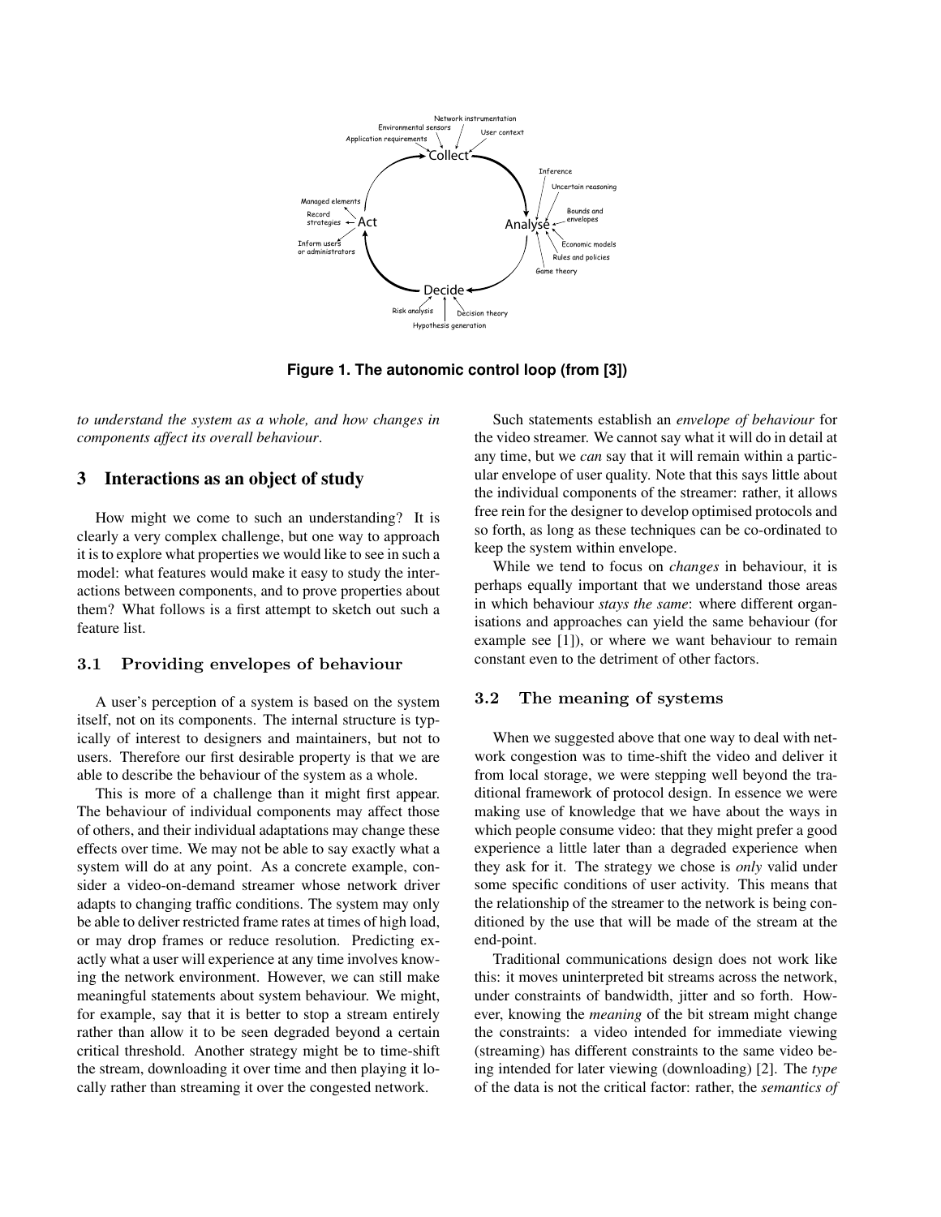Figure 1. The autonomic control loop (from [3])

*to understand the system as a whole, and how changes in components affect its overall behaviour*.

## 3 Interactions as an object of study

How might we come to such an understanding? It is clearly a very complex challenge, but one way to approach it is to explore what properties we would like to see in such a model: what features would make it easy to study the interactions between components, and to prove properties about them? What follows is a first attempt to sketch out such a feature list.

### 3.1 Providing envelopes of behaviour

A user's perception of a system is based on the system itself, not on its components. The internal structure is typically of interest to designers and maintainers, but not to users. Therefore our first desirable property is that we are able to describe the behaviour of the system as a whole.

This is more of a challenge than it might first appear. The behaviour of individual components may affect those of others, and their individual adaptations may change these effects over time. We may not be able to say exactly what a system will do at any point. As a concrete example, consider a video-on-demand streamer whose network driver adapts to changing traffic conditions. The system may only be able to deliver restricted frame rates at times of high load, or may drop frames or reduce resolution. Predicting exactly what a user will experience at any time involves knowing the network environment. However, we can still make meaningful statements about system behaviour. We might, for example, say that it is better to stop a stream entirely rather than allow it to be seen degraded beyond a certain critical threshold. Another strategy might be to time-shift the stream, downloading it over time and then playing it locally rather than streaming it over the congested network.

Such statements establish an *envelope of behaviour* for the video streamer. We cannot say what it will do in detail at any time, but we *can* say that it will remain within a particular envelope of user quality. Note that this says little about the individual components of the streamer: rather, it allows free rein for the designer to develop optimised protocols and so forth, as long as these techniques can be co-ordinated to keep the system within envelope.

While we tend to focus on *changes* in behaviour, it is perhaps equally important that we understand those areas in which behaviour *stays the same*: where different organisations and approaches can yield the same behaviour (for example see [1]), or where we want behaviour to remain constant even to the detriment of other factors.

### 3.2 The meaning of systems

When we suggested above that one way to deal with network congestion was to time-shift the video and deliver it from local storage, we were stepping well beyond the traditional framework of protocol design. In essence we were making use of knowledge that we have about the ways in which people consume video: that they might prefer a good experience a little later than a degraded experience when they ask for it. The strategy we chose is *only* valid under some specific conditions of user activity. This means that the relationship of the streamer to the network is being conditioned by the use that will be made of the stream at the end-point.

Traditional communications design does not work like this: it moves uninterpreted bit streams across the network, under constraints of bandwidth, jitter and so forth. However, knowing the *meaning* of the bit stream might change the constraints: a video intended for immediate viewing (streaming) has different constraints to the same video being intended for later viewing (downloading) [2]. The *type* of the data is not the critical factor: rather, the *semantics of*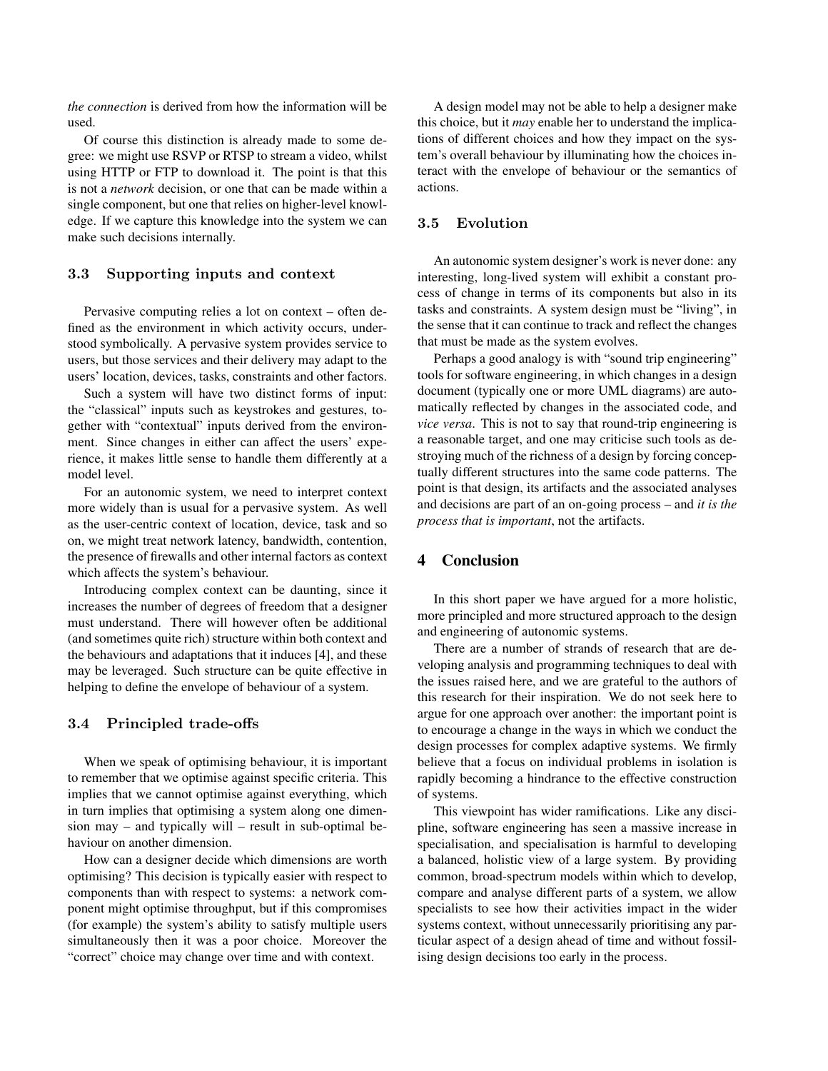*the connection* is derived from how the information will be used.

Of course this distinction is already made to some degree: we might use RSVP or RTSP to stream a video, whilst using HTTP or FTP to download it. The point is that this is not a *network* decision, or one that can be made within a single component, but one that relies on higher-level knowledge. If we capture this knowledge into the system we can make such decisions internally.

### 3.3 Supporting inputs and context

Pervasive computing relies a lot on context – often defined as the environment in which activity occurs, understood symbolically. A pervasive system provides service to users, but those services and their delivery may adapt to the users' location, devices, tasks, constraints and other factors.

Such a system will have two distinct forms of input: the "classical" inputs such as keystrokes and gestures, together with "contextual" inputs derived from the environment. Since changes in either can affect the users' experience, it makes little sense to handle them differently at a model level.

For an autonomic system, we need to interpret context more widely than is usual for a pervasive system. As well as the user-centric context of location, device, task and so on, we might treat network latency, bandwidth, contention, the presence of firewalls and other internal factors as context which affects the system's behaviour.

Introducing complex context can be daunting, since it increases the number of degrees of freedom that a designer must understand. There will however often be additional (and sometimes quite rich) structure within both context and the behaviours and adaptations that it induces [4], and these may be leveraged. Such structure can be quite effective in helping to define the envelope of behaviour of a system.

### 3.4 Principled trade-offs

When we speak of optimising behaviour, it is important to remember that we optimise against specific criteria. This implies that we cannot optimise against everything, which in turn implies that optimising a system along one dimension may – and typically will – result in sub-optimal behaviour on another dimension.

How can a designer decide which dimensions are worth optimising? This decision is typically easier with respect to components than with respect to systems: a network component might optimise throughput, but if this compromises (for example) the system's ability to satisfy multiple users simultaneously then it was a poor choice. Moreover the "correct" choice may change over time and with context.

A design model may not be able to help a designer make this choice, but it *may* enable her to understand the implications of different choices and how they impact on the system's overall behaviour by illuminating how the choices interact with the envelope of behaviour or the semantics of actions.

### 3.5 Evolution

An autonomic system designer's work is never done: any interesting, long-lived system will exhibit a constant process of change in terms of its components but also in its tasks and constraints. A system design must be "living", in the sense that it can continue to track and reflect the changes that must be made as the system evolves.

Perhaps a good analogy is with "sound trip engineering" tools for software engineering, in which changes in a design document (typically one or more UML diagrams) are automatically reflected by changes in the associated code, and *vice versa*. This is not to say that round-trip engineering is a reasonable target, and one may criticise such tools as destroying much of the richness of a design by forcing conceptually different structures into the same code patterns. The point is that design, its artifacts and the associated analyses and decisions are part of an on-going process – and *it is the process that is important*, not the artifacts.

## 4 Conclusion

In this short paper we have argued for a more holistic, more principled and more structured approach to the design and engineering of autonomic systems.

There are a number of strands of research that are developing analysis and programming techniques to deal with the issues raised here, and we are grateful to the authors of this research for their inspiration. We do not seek here to argue for one approach over another: the important point is to encourage a change in the ways in which we conduct the design processes for complex adaptive systems. We firmly believe that a focus on individual problems in isolation is rapidly becoming a hindrance to the effective construction of systems.

This viewpoint has wider ramifications. Like any discipline, software engineering has seen a massive increase in specialisation, and specialisation is harmful to developing a balanced, holistic view of a large system. By providing common, broad-spectrum models within which to develop, compare and analyse different parts of a system, we allow specialists to see how their activities impact in the wider systems context, without unnecessarily prioritising any particular aspect of a design ahead of time and without fossilising design decisions too early in the process.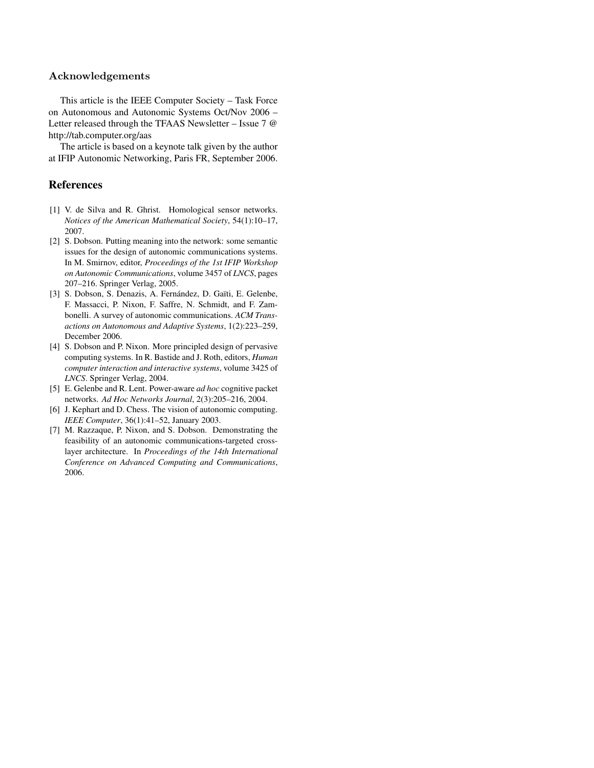### Acknowledgements

This article is the IEEE Computer Society – Task Force on Autonomous and Autonomic Systems Oct/Nov 2006 – Letter released through the TFAAS Newsletter – Issue 7 @ http://tab.computer.org/aas

The article is based on a keynote talk given by the author at IFIP Autonomic Networking, Paris FR, September 2006.

## References

[1] V. de Silva and R. Ghrist. Homological sensor networks. *Notices of the American Mathematical Society*, 54(1):10–17, 2007.

[2] S. Dobson. Putting meaning into the network: some semantic issues for the design of autonomic communications systems. In M. Smirnov, editor, *Proceedings of the 1st IFIP Workshop on Autonomic Communications*, volume 3457 of *LNCS*, pages 207–216. Springer Verlag, 2005.

[3] S. Dobson, S. Denazis, A. Fernández, D. Gaïti, E. Gelenbe, F. Massacci, P. Nixon, F. Saffre, N. Schmidt, and F. Zambonelli. A survey of autonomic communications. *ACM Transactions on Autonomous and Adaptive Systems*, 1(2):223–259, December 2006.

[4] S. Dobson and P. Nixon. More principled design of pervasive computing systems. In R. Bastide and J. Roth, editors, *Human computer interaction and interactive systems*, volume 3425 of *LNCS*. Springer Verlag, 2004.

[5] E. Gelenbe and R. Lent. Power-aware *ad hoc* cognitive packet networks. *Ad Hoc Networks Journal*, 2(3):205–216, 2004.

[6] J. Kephart and D. Chess. The vision of autonomic computing. *IEEE Computer*, 36(1):41–52, January 2003.

[7] M. Razzaque, P. Nixon, and S. Dobson. Demonstrating the feasibility of an autonomic communications-targeted cross-layer architecture. In *Proceedings of the 14th International Conference on Advanced Computing and Communications*, 2006.